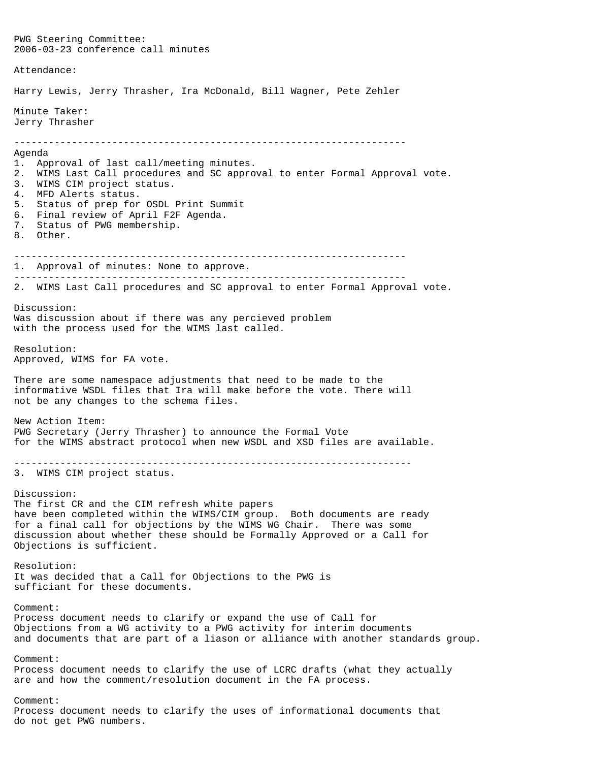PWG Steering Committee:
2006-03-23 conference call minutes

Attendance:

Harry Lewis, Jerry Thrasher, Ira McDonald, Bill Wagner, Pete Zehler

Minute Taker:
Jerry Thrasher

---

Agenda

1. Approval of last call/meeting minutes.
2. WIMS Last Call procedures and SC approval to enter Formal Approval vote.
3. WIMS CIM project status.
4. MFD Alerts status.
5. Status of prep for OSDL Print Summit
6. Final review of April F2F Agenda.
7. Status of PWG membership.
8. Other.

---

1. Approval of minutes: None to approve.

---

2. WIMS Last Call procedures and SC approval to enter Formal Approval vote.

Discussion:
Was discussion about if there was any percieved problem with the process used for the WIMS last called.

Resolution:
Approved, WIMS for FA vote.

There are some namespace adjustments that need to be made to the informative WSDL files that Ira will make before the vote. There will not be any changes to the schema files.

New Action Item:
PWG Secretary (Jerry Thrasher) to announce the Formal Vote for the WIMS abstract protocol when new WSDL and XSD files are available.

---

3. WIMS CIM project status.

Discussion:
The first CR and the CIM refresh white papers have been completed within the WIMS/CIM group. Both documents are ready for a final call for objections by the WIMS WG Chair. There was some discussion about whether these should be Formally Approved or a Call for Objections is sufficient.

Resolution:
It was decided that a Call for Objections to the PWG is sufficiant for these documents.

Comment:
Process document needs to clarify or expand the use of Call for Objections from a WG activity to a PWG activity for interim documents and documents that are part of a liason or alliance with another standards group.

Comment:
Process document needs to clarify the use of LCRC drafts (what they actually are and how the comment/resolution document in the FA process.

Comment:
Process document needs to clarify the uses of informational documents that do not get PWG numbers.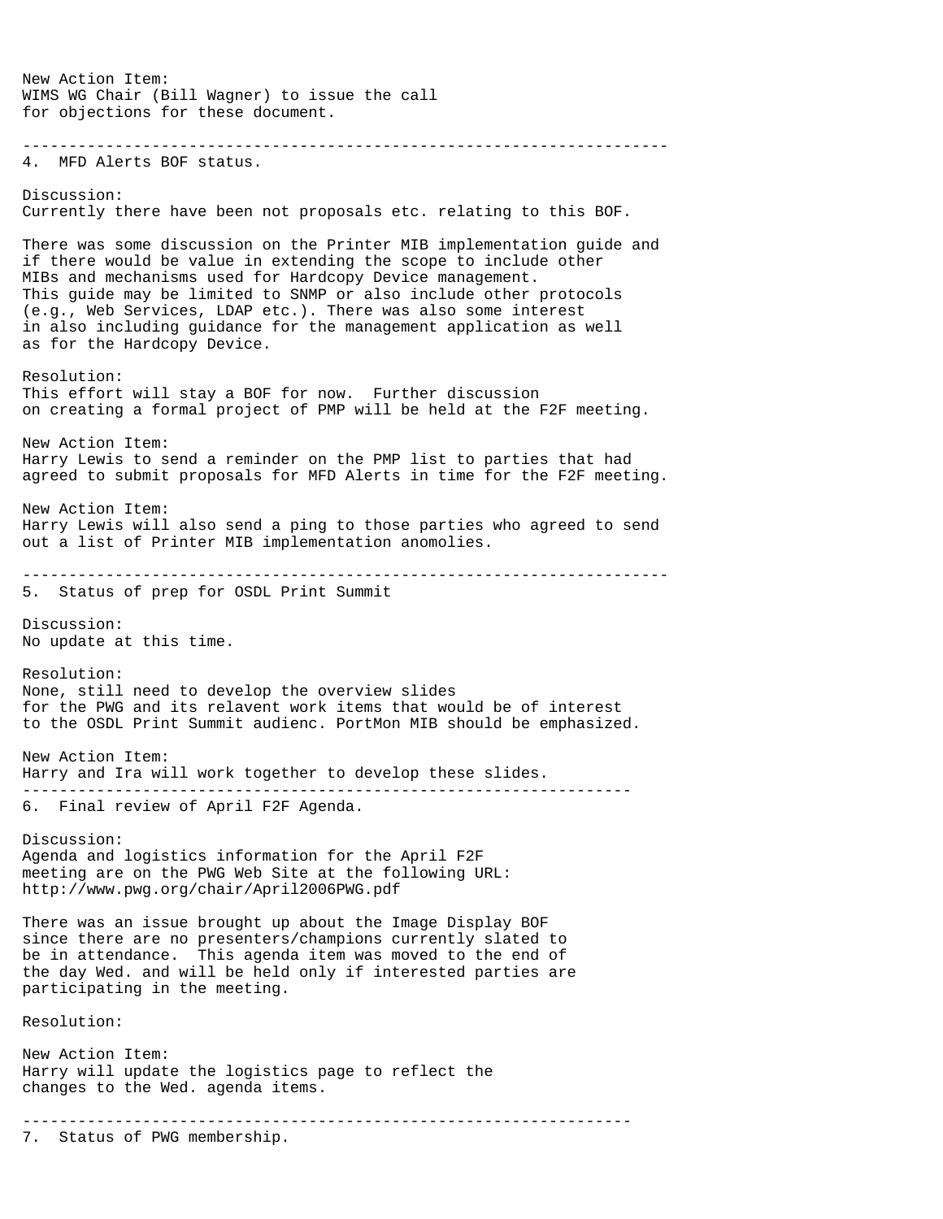New Action Item:
WIMS WG Chair (Bill Wagner) to issue the call
for objections for these document.

---

4. MFD Alerts BOF status.

Discussion:
Currently there have been not proposals etc. relating to this BOF.

There was some discussion on the Printer MIB implementation guide and
if there would be value in extending the scope to include other
MIBs and mechanisms used for Hardcopy Device management.
This guide may be limited to SNMP or also include other protocols
(e.g., Web Services, LDAP etc.). There was also some interest
in also including guidance for the management application as well
as for the Hardcopy Device.

Resolution:
This effort will stay a BOF for now. Further discussion
on creating a formal project of PMP will be held at the F2F meeting.

New Action Item:
Harry Lewis to send a reminder on the PMP list to parties that had
agreed to submit proposals for MFD Alerts in time for the F2F meeting.

New Action Item:
Harry Lewis will also send a ping to those parties who agreed to send
out a list of Printer MIB implementation anomolies.

---

5. Status of prep for OSDL Print Summit

Discussion:
No update at this time.

Resolution:
None, still need to develop the overview slides
for the PWG and its relavent work items that would be of interest
to the OSDL Print Summit audienc. PortMon MIB should be emphasized.

New Action Item:
Harry and Ira will work together to develop these slides.

---

6. Final review of April F2F Agenda.

Discussion:
Agenda and logistics information for the April F2F
meeting are on the PWG Web Site at the following URL:
http://www.pwg.org/chair/April2006PWG.pdf

There was an issue brought up about the Image Display BOF
since there are no presenters/champions currently slated to
be in attendance. This agenda item was moved to the end of
the day Wed. and will be held only if interested parties are
participating in the meeting.

Resolution:

New Action Item:
Harry will update the logistics page to reflect the
changes to the Wed. agenda items.

---

7. Status of PWG membership.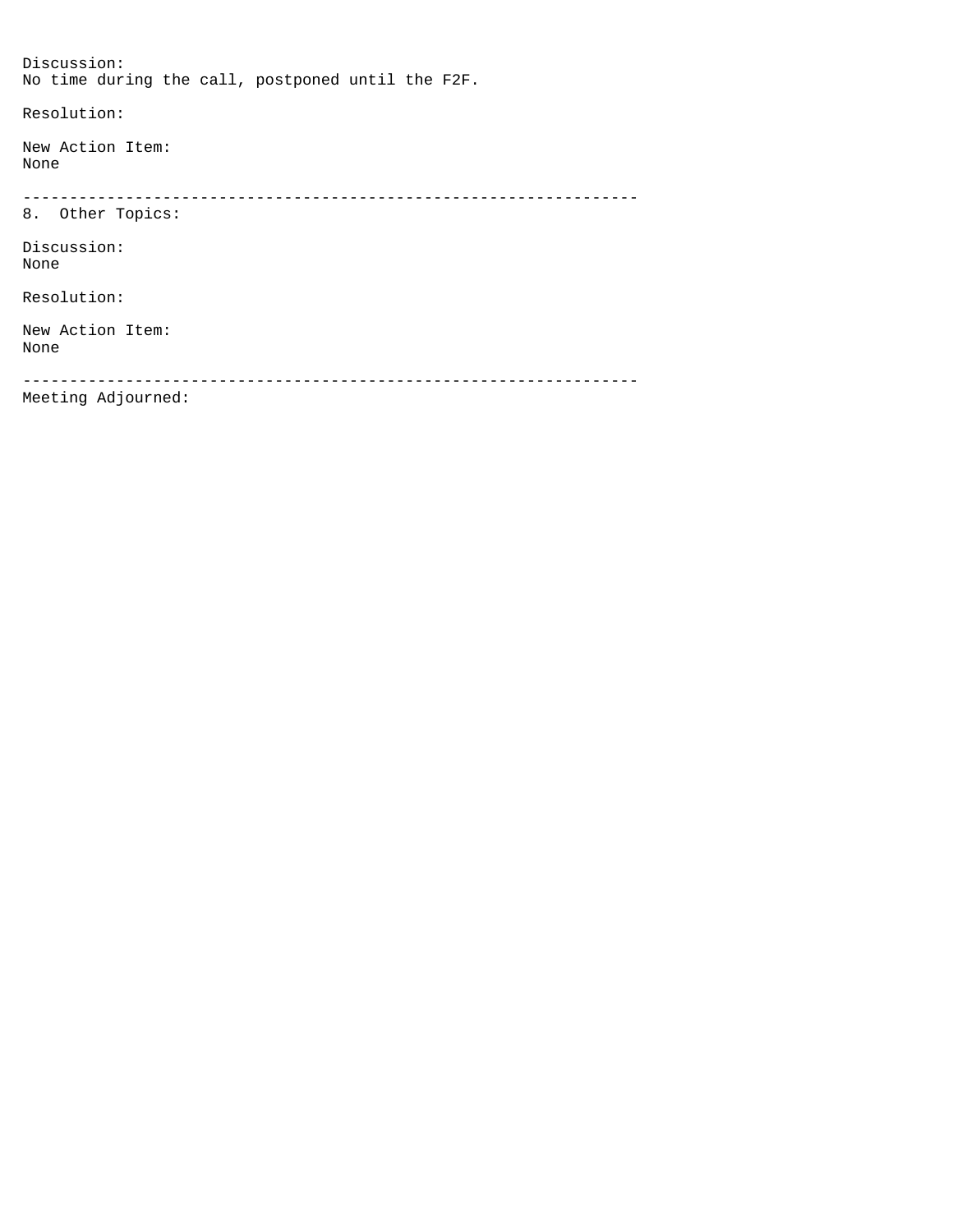Discussion:
No time during the call, postponed until the F2F.

Resolution:

New Action Item:
None

---

8. Other Topics:

Discussion:
None

Resolution:

New Action Item:
None

---

Meeting Adjourned: